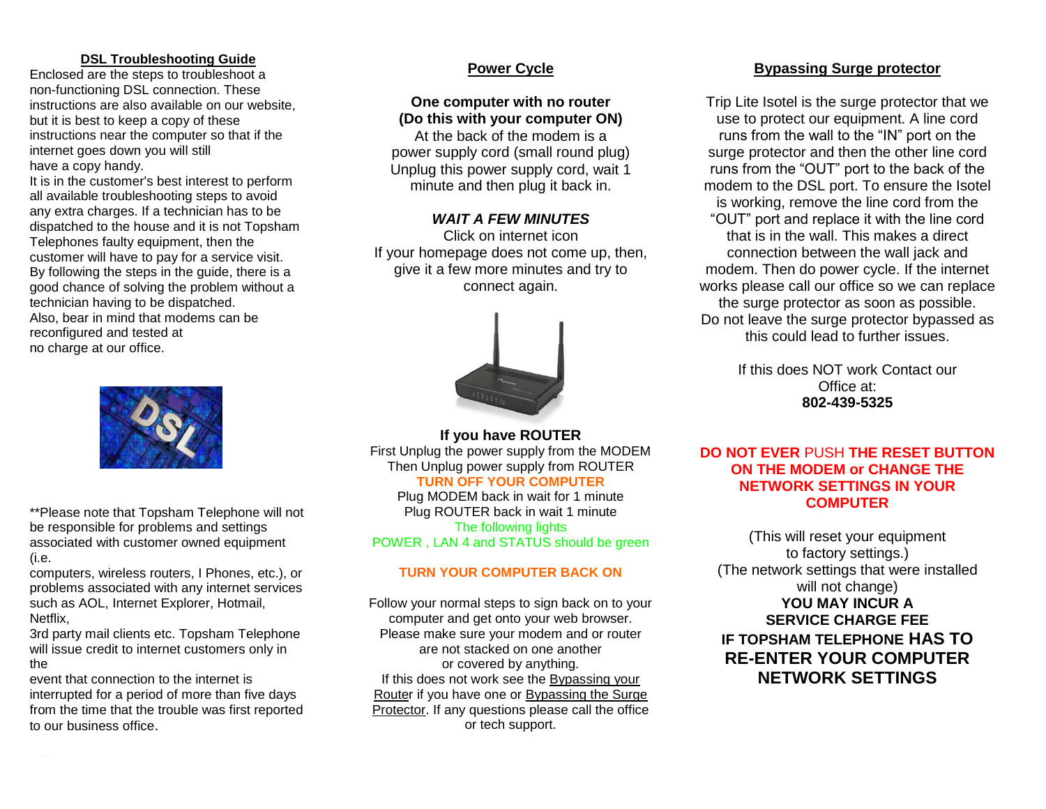## DSL Troubleshooting Guide

Enclosed are the steps to troubleshoot a non-functioning DSL connection. These instructions are also available on our website, but it is best to keep a copy of these instructions near the computer so that if the internet goes down you will still have a copy handy.

It is in the customer's best interest to perform all available troubleshooting steps to avoid any extra charges. If a technician has to be dispatched to the house and it is not Topsham Telephones faulty equipment, then the customer will have to pay for a service visit. By following the steps in the guide, there is a good chance of solving the problem without a technician having to be dispatched.

Also, bear in mind that modems can be reconfigured and tested at no charge at our office.

**Please note that Topsham Telephone will not be responsible for problems and settings associated with customer owned equipment (i.e. computers, wireless routers, I Phones, etc.), or problems associated with any internet services such as AOL, Internet Explorer, Hotmail, Netflix, 3rd party mail clients etc. Topsham Telephone will issue credit to internet customers only in the event that connection to the internet is interrupted for a period of more than five days from the time that the trouble was first reported to our business office.

## Power Cycle

**One computer with no router**
**(Do this with your computer ON)**

At the back of the modem is a power supply cord (small round plug)
Unplug this power supply cord, wait 1 minute and then plug it back in.

***WAIT A FEW MINUTES***

Click on internet icon
If your homepage does not come up, then, give it a few more minutes and try to connect again.

**If you have ROUTER**

First Unplug the power supply from the MODEM
Then Unplug power supply from ROUTER
**TURN OFF YOUR COMPUTER**
Plug MODEM back in wait for 1 minute
Plug ROUTER back in wait 1 minute
The following lights
POWER , LAN 4 and STATUS should be green

**TURN YOUR COMPUTER BACK ON**

Follow your normal steps to sign back on to your computer and get onto your web browser.
Please make sure your modem and or router are not stacked on one another or covered by anything.
If this does not work see the Bypassing your Router if you have one or Bypassing the Surge Protector. If any questions please call the office or tech support.

## Bypassing Surge protector

Trip Lite Isotel is the surge protector that we use to protect our equipment. A line cord runs from the wall to the “IN” port on the surge protector and then the other line cord runs from the “OUT” port to the back of the modem to the DSL port. To ensure the Isotel is working, remove the line cord from the “OUT” port and replace it with the line cord that is in the wall. This makes a direct connection between the wall jack and modem. Then do power cycle. If the internet works please call our office so we can replace the surge protector as soon as possible. Do not leave the surge protector bypassed as this could lead to further issues.

If this does NOT work Contact our Office at:
**802-439-5325**

**DO NOT EVER** PUSH **THE RESET BUTTON ON THE MODEM or CHANGE THE NETWORK SETTINGS IN YOUR COMPUTER**

(This will reset your equipment to factory settings.)
(The network settings that were installed will not change)

**YOU MAY INCUR A SERVICE CHARGE FEE IF TOPSHAM TELEPHONE HAS TO RE-ENTER YOUR COMPUTER NETWORK SETTINGS**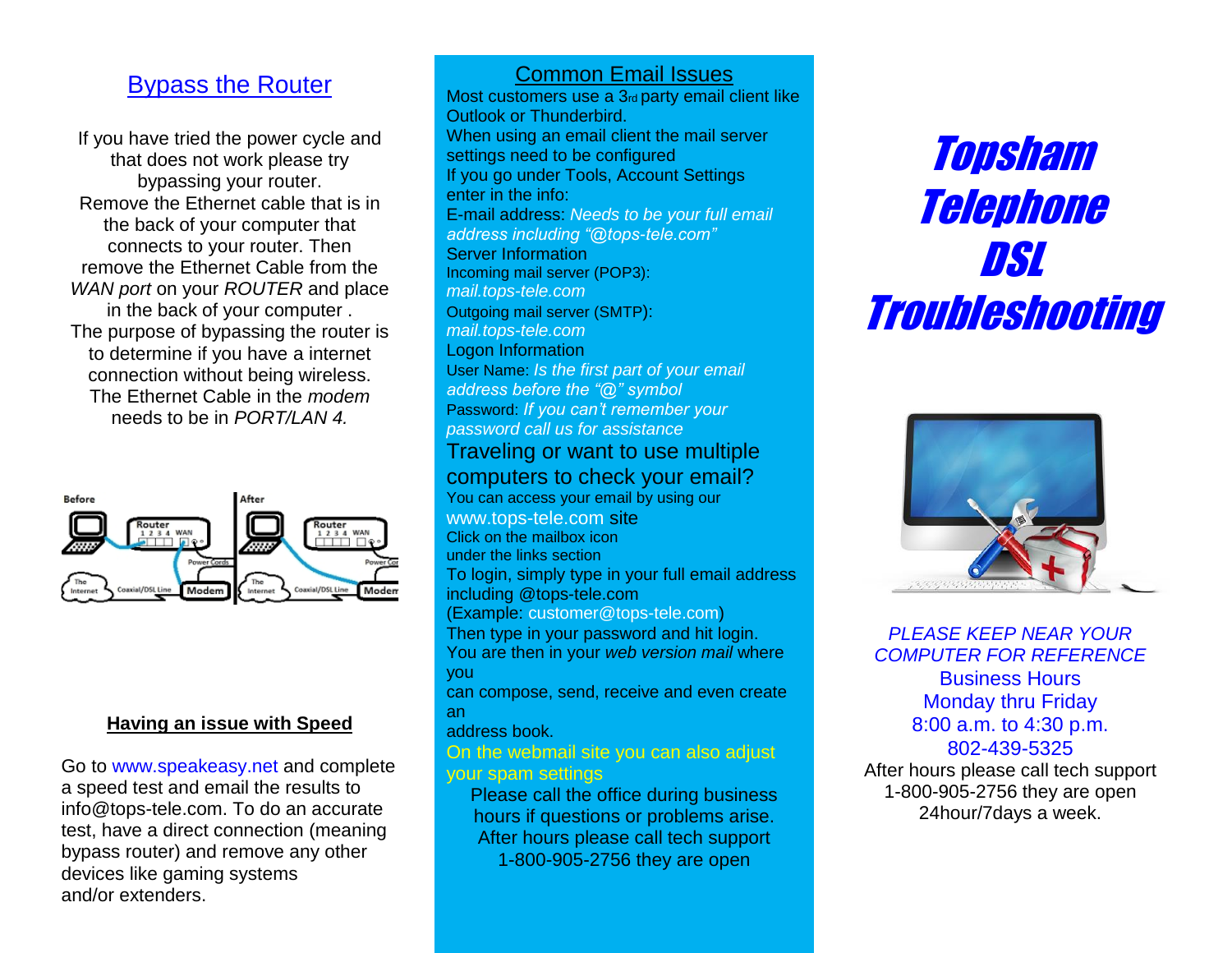## Bypass the Router

If you have tried the power cycle and that does not work please try bypassing your router.
Remove the Ethernet cable that is in the back of your computer that connects to your router. Then remove the Ethernet Cable from the *WAN port* on your *ROUTER* and place in the back of your computer .
The purpose of bypassing the router is to determine if you have a internet connection without being wireless.
The Ethernet Cable in the *modem* needs to be in *PORT/LAN 4.*

Before
Router
1 2 3 4 WAN
Power Cords
The Internet
Coaxial/DSL Line
Modem

After
Router
1 2 3 4 WAN
Power Cor
The Internet
Coaxial/DSL Line
Modem

### Having an issue with Speed

Go to www.speakeasy.net and complete a speed test and email the results to info@tops-tele.com. To do an accurate test, have a direct connection (meaning bypass router) and remove any other devices like gaming systems and/or extenders.

## Common Email Issues

Most customers use a 3rd party email client like Outlook or Thunderbird.
When using an email client the mail server settings need to be configured
If you go under Tools, Account Settings enter in the info:
E-mail address: *Needs to be your full email address including "@tops-tele.com"*
Server Information
Incoming mail server (POP3):
*mail.tops-tele.com*
Outgoing mail server (SMTP):
*mail.tops-tele.com*
Logon Information
User Name: *Is the first part of your email address before the "@" symbol*
Password: *If you can't remember your password call us for assistance*

### Traveling or want to use multiple computers to check your email?

You can access your email by using our
www.tops-tele.com site
Click on the mailbox icon
under the links section
To login, simply type in your full email address including @tops-tele.com
(Example: customer@tops-tele.com)
Then type in your password and hit login.
You are then in your *web version mail* where you
can compose, send, receive and even create an
address book.
On the webmail site you can also adjust your spam settings
Please call the office during business hours if questions or problems arise.
After hours please call tech support 1-800-905-2756 they are open

# Topsham Telephone DSL Troubleshooting

*PLEASE KEEP NEAR YOUR COMPUTER FOR REFERENCE*
Business Hours
Monday thru Friday
8:00 a.m. to 4:30 p.m.
802-439-5325
After hours please call tech support 1-800-905-2756 they are open 24hour/7days a week.